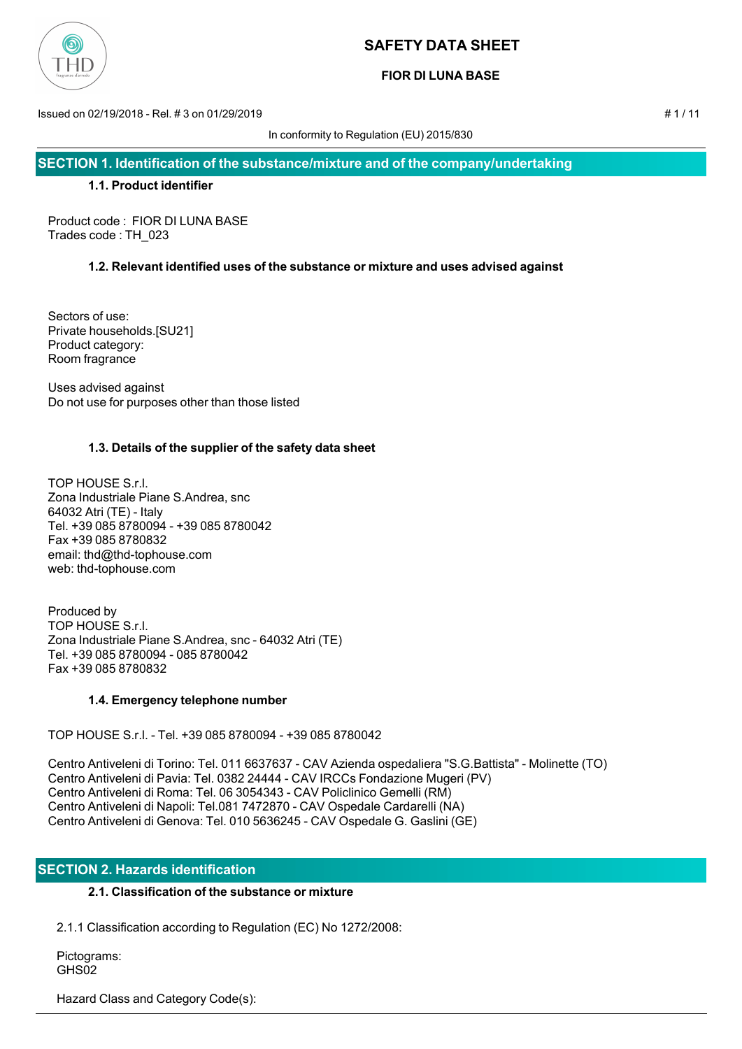# SAFETY DATA SHEET

**FIOR DI LUNA BASE**

Issued on 02/19/2018 - Rel. # 3 on 01/29/2019

In conformity to Regulation (EU) 2015/830

## SECTION 1. Identification of the substance/mixture and of the company/undertaking

### 1.1. Product identifier

Product code : FIOR DI LUNA BASE
Trades code : TH_023

### 1.2. Relevant identified uses of the substance or mixture and uses advised against

Sectors of use:
Private households.[SU21]
Product category:
Room fragrance

Uses advised against
Do not use for purposes other than those listed

### 1.3. Details of the supplier of the safety data sheet

TOP HOUSE S.r.l.
Zona Industriale Piane S.Andrea, snc
64032 Atri (TE) - Italy
Tel. +39 085 8780094 - +39 085 8780042
Fax +39 085 8780832
email: thd@thd-tophouse.com
web: thd-tophouse.com

Produced by
TOP HOUSE S.r.l.
Zona Industriale Piane S.Andrea, snc - 64032 Atri (TE)
Tel. +39 085 8780094 - 085 8780042
Fax +39 085 8780832

### 1.4. Emergency telephone number

TOP HOUSE S.r.l. - Tel. +39 085 8780094 - +39 085 8780042

Centro Antiveleni di Torino: Tel. 011 6637637 - CAV Azienda ospedaliera "S.G.Battista" - Molinette (TO)
Centro Antiveleni di Pavia: Tel. 0382 24444 - CAV IRCCs Fondazione Mugeri (PV)
Centro Antiveleni di Roma: Tel. 06 3054343 - CAV Policlinico Gemelli (RM)
Centro Antiveleni di Napoli: Tel.081 7472870 - CAV Ospedale Cardarelli (NA)
Centro Antiveleni di Genova: Tel. 010 5636245 - CAV Ospedale G. Gaslini (GE)

## SECTION 2. Hazards identification

### 2.1. Classification of the substance or mixture

2.1.1 Classification according to Regulation (EC) No 1272/2008:

Pictograms:
GHS02

Hazard Class and Category Code(s):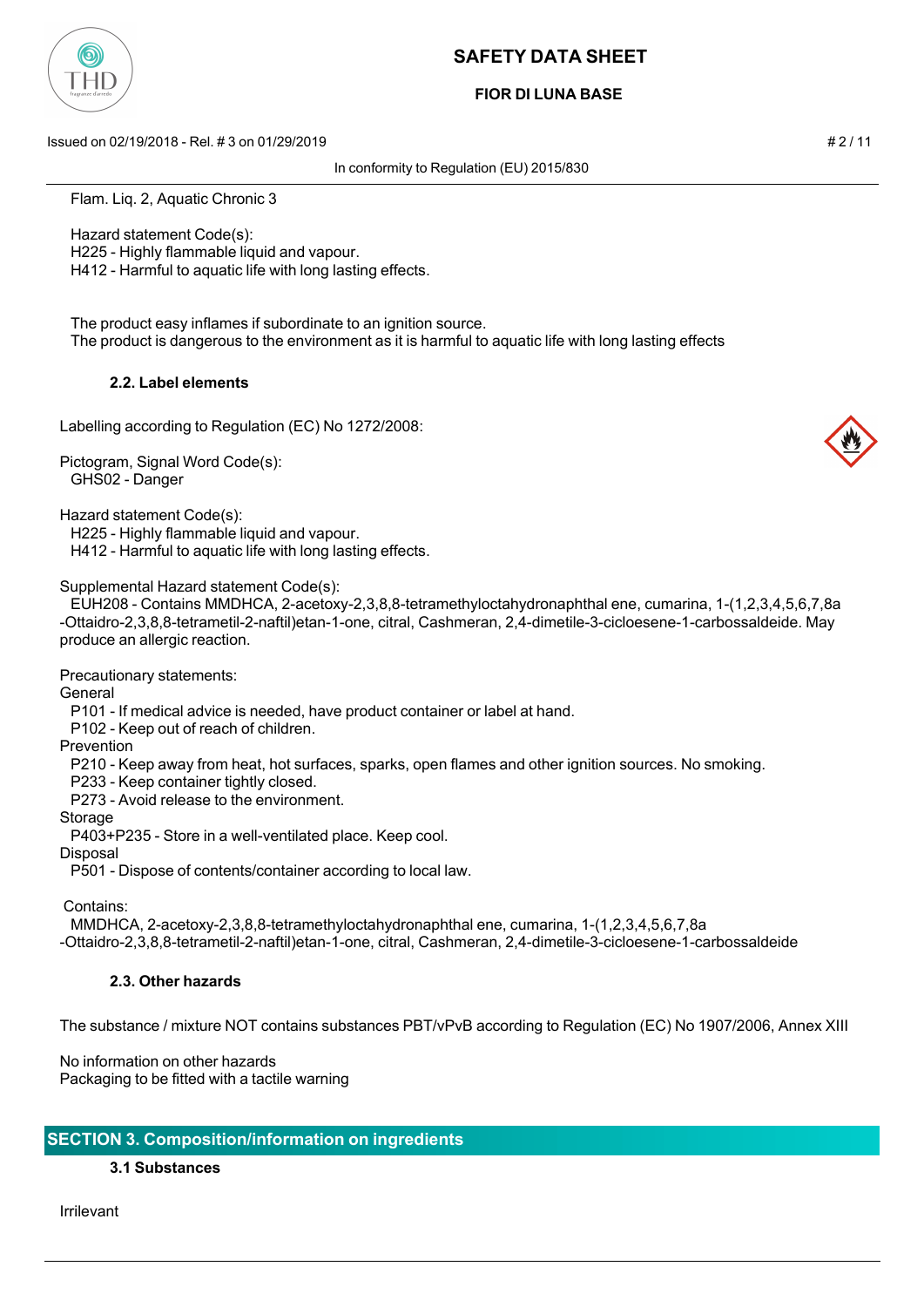Flam. Liq. 2, Aquatic Chronic 3

Hazard statement Code(s):
H225 - Highly flammable liquid and vapour.
H412 - Harmful to aquatic life with long lasting effects.

The product easy inflames if subordinate to an ignition source.
The product is dangerous to the environment as it is harmful to aquatic life with long lasting effects

### 2.2. Label elements

Labelling according to Regulation (EC) No 1272/2008:

Pictogram, Signal Word Code(s):
GHS02 - Danger

Hazard statement Code(s):
H225 - Highly flammable liquid and vapour.
H412 - Harmful to aquatic life with long lasting effects.

Supplemental Hazard statement Code(s):
EUH208 - Contains MMDHCA, 2-acetoxy-2,3,8,8-tetramethyloctahydronaphthal ene, cumarina, 1-(1,2,3,4,5,6,7,8a -Ottaidro-2,3,8,8-tetrametil-2-naftil)etan-1-one, citral, Cashmeran, 2,4-dimetile-3-cicloesene-1-carbossaldeide. May produce an allergic reaction.

Precautionary statements:
General
P101 - If medical advice is needed, have product container or label at hand.
P102 - Keep out of reach of children.
Prevention
P210 - Keep away from heat, hot surfaces, sparks, open flames and other ignition sources. No smoking.
P233 - Keep container tightly closed.
P273 - Avoid release to the environment.
Storage
P403+P235 - Store in a well-ventilated place. Keep cool.
Disposal
P501 - Dispose of contents/container according to local law.

Contains:
MMDHCA, 2-acetoxy-2,3,8,8-tetramethyloctahydronaphthal ene, cumarina, 1-(1,2,3,4,5,6,7,8a -Ottaidro-2,3,8,8-tetrametil-2-naftil)etan-1-one, citral, Cashmeran, 2,4-dimetile-3-cicloesene-1-carbossaldeide

### 2.3. Other hazards

The substance / mixture NOT contains substances PBT/vPvB according to Regulation (EC) No 1907/2006, Annex XIII

No information on other hazards
Packaging to be fitted with a tactile warning

## SECTION 3. Composition/information on ingredients

### 3.1 Substances

Irrilevant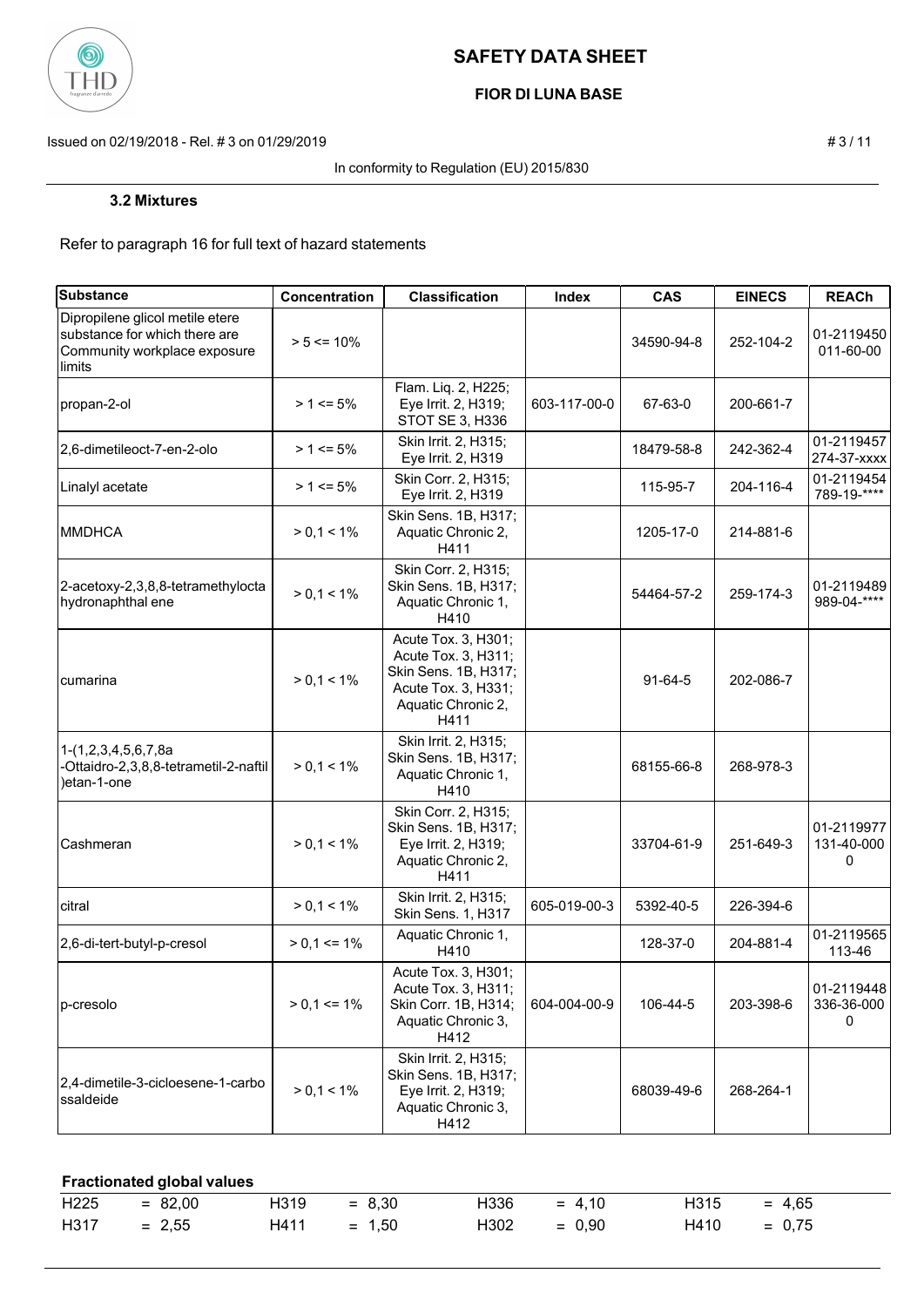### 3.2 Mixtures

Refer to paragraph 16 for full text of hazard statements

| Substance | Concentration | Classification | Index | CAS | EINECS | REACh |
|---|---|---|---|---|---|---|
| Dipropilene glicol metile etere substance for which there are Community workplace exposure limits | > 5 <= 10% | | | 34590-94-8 | 252-104-2 | 01-2119450 011-60-00 |
| propan-2-ol | > 1 <= 5% | Flam. Liq. 2, H225; Eye Irrit. 2, H319; STOT SE 3, H336 | 603-117-00-0 | 67-63-0 | 200-661-7 | |
| 2,6-dimetileoct-7-en-2-olo | > 1 <= 5% | Skin Irrit. 2, H315; Eye Irrit. 2, H319 | | 18479-58-8 | 242-362-4 | 01-2119457 274-37-xxxx |
| Linalyl acetate | > 1 <= 5% | Skin Corr. 2, H315; Eye Irrit. 2, H319 | | 115-95-7 | 204-116-4 | 01-2119454 789-19-**** |
| MMDHCA | > 0,1 < 1% | Skin Sens. 1B, H317; Aquatic Chronic 2, H411 | | 1205-17-0 | 214-881-6 | |
| 2-acetoxy-2,3,8,8-tetramethylocta hydronaphthal ene | > 0,1 < 1% | Skin Corr. 2, H315; Skin Sens. 1B, H317; Aquatic Chronic 1, H410 | | 54464-57-2 | 259-174-3 | 01-2119489 989-04-**** |
| cumarina | > 0,1 < 1% | Acute Tox. 3, H301; Acute Tox. 3, H311; Skin Sens. 1B, H317; Acute Tox. 3, H331; Aquatic Chronic 2, H411 | | 91-64-5 | 202-086-7 | |
| 1-(1,2,3,4,5,6,7,8a -Ottaidro-2,3,8,8-tetrametil-2-naftil )etan-1-one | > 0,1 < 1% | Skin Irrit. 2, H315; Skin Sens. 1B, H317; Aquatic Chronic 1, H410 | | 68155-66-8 | 268-978-3 | |
| Cashmeran | > 0,1 < 1% | Skin Corr. 2, H315; Skin Sens. 1B, H317; Eye Irrit. 2, H319; Aquatic Chronic 2, H411 | | 33704-61-9 | 251-649-3 | 01-2119977 131-40-000 0 |
| citral | > 0,1 < 1% | Skin Irrit. 2, H315; Skin Sens. 1, H317 | 605-019-00-3 | 5392-40-5 | 226-394-6 | |
| 2,6-di-tert-butyl-p-cresol | > 0,1 <= 1% | Aquatic Chronic 1, H410 | | 128-37-0 | 204-881-4 | 01-2119565 113-46 |
| p-cresolo | > 0,1 <= 1% | Acute Tox. 3, H301; Acute Tox. 3, H311; Skin Corr. 1B, H314; Aquatic Chronic 3, H412 | 604-004-00-9 | 106-44-5 | 203-398-6 | 01-2119448 336-36-000 0 |
| 2,4-dimetile-3-cicloesene-1-carbo ssaldeide | > 0,1 < 1% | Skin Irrit. 2, H315; Skin Sens. 1B, H317; Eye Irrit. 2, H319; Aquatic Chronic 3, H412 | | 68039-49-6 | 268-264-1 | |

**Fractionated global values**

| | | | | | | | |
|---|---|---|---|---|---|---|---|
| H225 | = 82,00 | H319 | = 8,30 | H336 | = 4,10 | H315 | = 4,65 |
| H317 | = 2,55 | H411 | = 1,50 | H302 | = 0,90 | H410 | = 0,75 |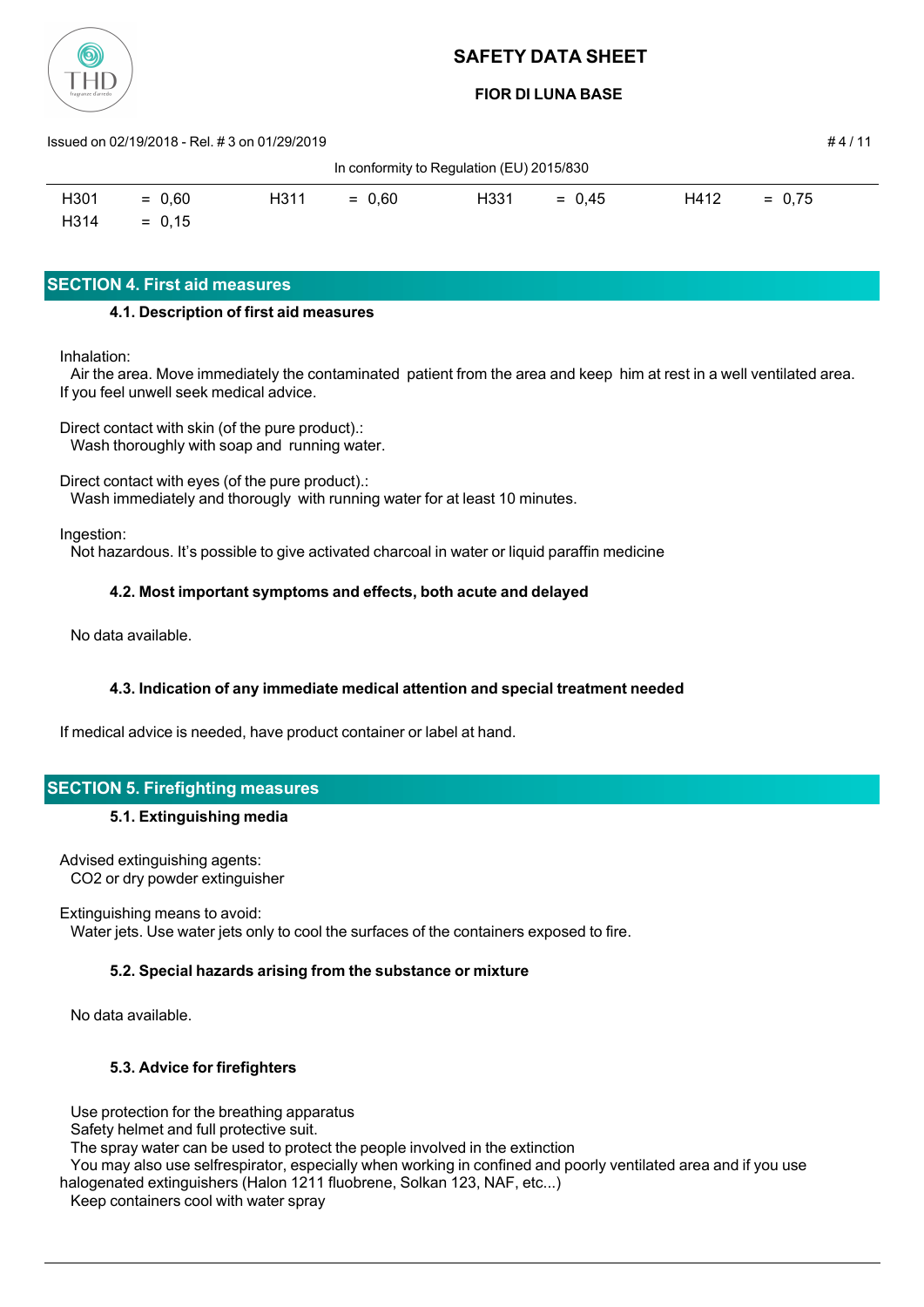| H301 | = 0,60 | H311 | = 0,60 | H331 | = 0,45 | H412 | = 0,75 |
|---|---|---|---|---|---|---|---|
| H314 | = 0,15 | | | | | | |

## SECTION 4. First aid measures

### 4.1. Description of first aid measures

Inhalation:
Air the area. Move immediately the contaminated patient from the area and keep him at rest in a well ventilated area. If you feel unwell seek medical advice.

Direct contact with skin (of the pure product).:
Wash thoroughly with soap and running water.

Direct contact with eyes (of the pure product).:
Wash immediately and thorougly with running water for at least 10 minutes.

Ingestion:
Not hazardous. It's possible to give activated charcoal in water or liquid paraffin medicine

### 4.2. Most important symptoms and effects, both acute and delayed

No data available.

### 4.3. Indication of any immediate medical attention and special treatment needed

If medical advice is needed, have product container or label at hand.

## SECTION 5. Firefighting measures

### 5.1. Extinguishing media

Advised extinguishing agents:
CO2 or dry powder extinguisher

Extinguishing means to avoid:
Water jets. Use water jets only to cool the surfaces of the containers exposed to fire.

### 5.2. Special hazards arising from the substance or mixture

No data available.

### 5.3. Advice for firefighters

Use protection for the breathing apparatus
Safety helmet and full protective suit.
The spray water can be used to protect the people involved in the extinction
You may also use selfrespirator, especially when working in confined and poorly ventilated area and if you use halogenated extinguishers (Halon 1211 fluobrene, Solkan 123, NAF, etc...)
Keep containers cool with water spray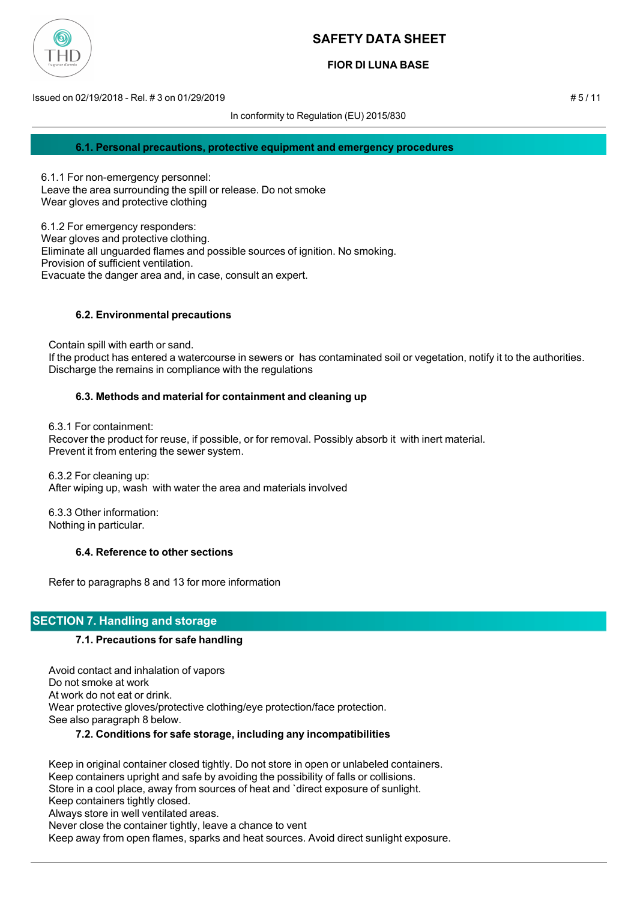### 6.1. Personal precautions, protective equipment and emergency procedures

6.1.1 For non-emergency personnel:
Leave the area surrounding the spill or release. Do not smoke
Wear gloves and protective clothing

6.1.2 For emergency responders:
Wear gloves and protective clothing.
Eliminate all unguarded flames and possible sources of ignition. No smoking.
Provision of sufficient ventilation.
Evacuate the danger area and, in case, consult an expert.

### 6.2. Environmental precautions

Contain spill with earth or sand.
If the product has entered a watercourse in sewers or has contaminated soil or vegetation, notify it to the authorities.
Discharge the remains in compliance with the regulations

### 6.3. Methods and material for containment and cleaning up

6.3.1 For containment:
Recover the product for reuse, if possible, or for removal. Possibly absorb it with inert material.
Prevent it from entering the sewer system.

6.3.2 For cleaning up:
After wiping up, wash with water the area and materials involved

6.3.3 Other information:
Nothing in particular.

### 6.4. Reference to other sections

Refer to paragraphs 8 and 13 for more information

## SECTION 7. Handling and storage

### 7.1. Precautions for safe handling

Avoid contact and inhalation of vapors
Do not smoke at work
At work do not eat or drink.
Wear protective gloves/protective clothing/eye protection/face protection.
See also paragraph 8 below.

### 7.2. Conditions for safe storage, including any incompatibilities

Keep in original container closed tightly. Do not store in open or unlabeled containers.
Keep containers upright and safe by avoiding the possibility of falls or collisions.
Store in a cool place, away from sources of heat and `direct exposure of sunlight.
Keep containers tightly closed.
Always store in well ventilated areas.
Never close the container tightly, leave a chance to vent
Keep away from open flames, sparks and heat sources. Avoid direct sunlight exposure.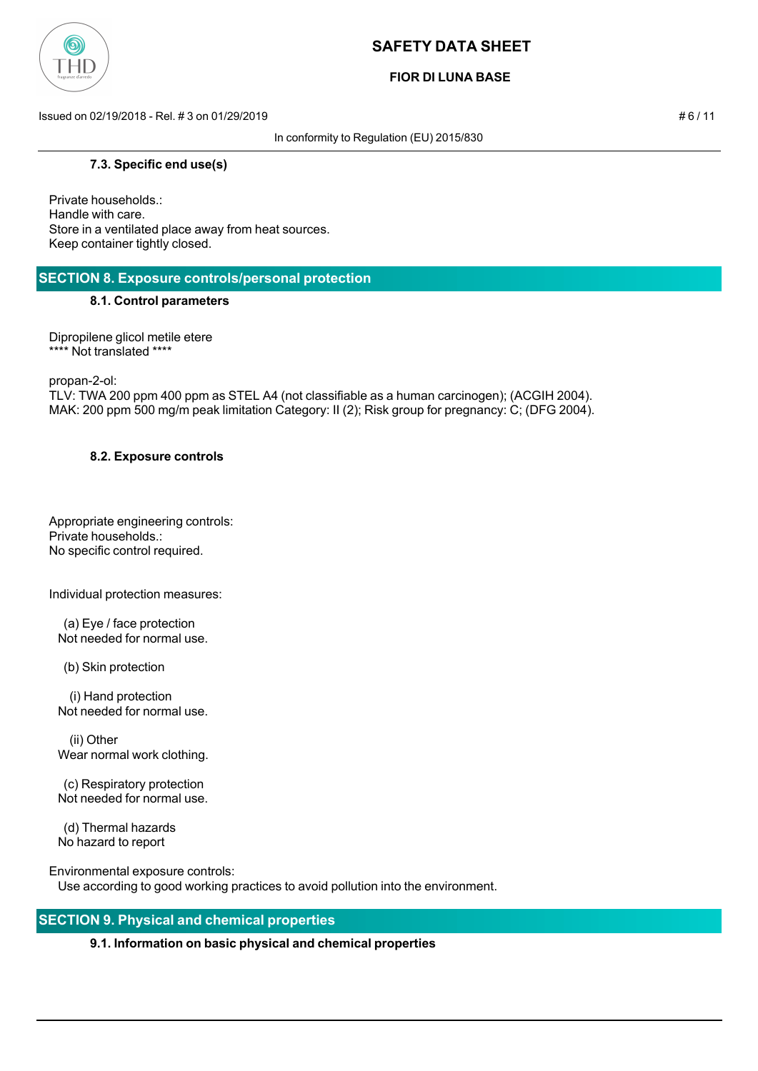### 7.3. Specific end use(s)

Private households.:
Handle with care.
Store in a ventilated place away from heat sources.
Keep container tightly closed.

## SECTION 8. Exposure controls/personal protection

### 8.1. Control parameters

Dipropilene glicol metile etere
**** Not translated ****

propan-2-ol:
TLV: TWA 200 ppm 400 ppm as STEL A4 (not classifiable as a human carcinogen); (ACGIH 2004).
MAK: 200 ppm 500 mg/m peak limitation Category: II (2); Risk group for pregnancy: C; (DFG 2004).

### 8.2. Exposure controls

Appropriate engineering controls:
Private households.:
No specific control required.

Individual protection measures:

(a) Eye / face protection
Not needed for normal use.

(b) Skin protection

(i) Hand protection
Not needed for normal use.

(ii) Other
Wear normal work clothing.

(c) Respiratory protection
Not needed for normal use.

(d) Thermal hazards
No hazard to report

Environmental exposure controls:
Use according to good working practices to avoid pollution into the environment.

## SECTION 9. Physical and chemical properties

### 9.1. Information on basic physical and chemical properties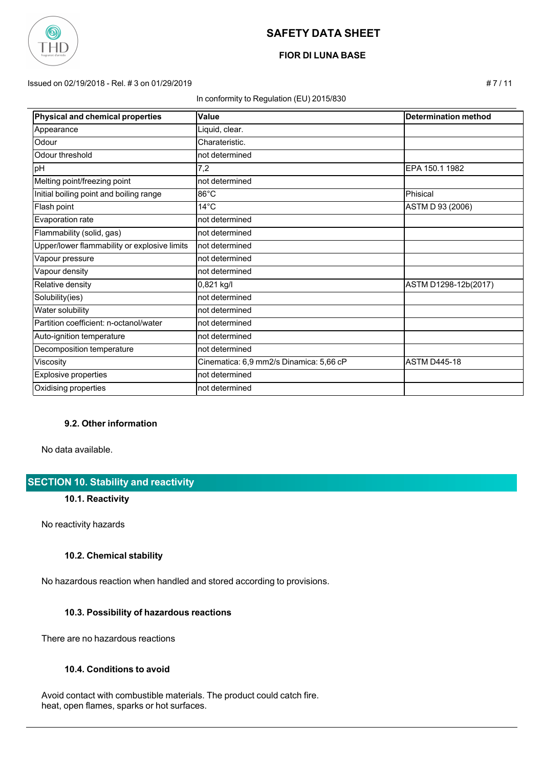| Physical and chemical properties | Value | Determination method |
| --- | --- | --- |
| Appearance | Liquid, clear. | |
| Odour | Charateristic. | |
| Odour threshold | not determined | |
| pH | 7,2 | EPA 150.1 1982 |
| Melting point/freezing point | not determined | |
| Initial boiling point and boiling range | 86°C | Phisical |
| Flash point | 14°C | ASTM D 93 (2006) |
| Evaporation rate | not determined | |
| Flammability (solid, gas) | not determined | |
| Upper/lower flammability or explosive limits | not determined | |
| Vapour pressure | not determined | |
| Vapour density | not determined | |
| Relative density | 0,821 kg/l | ASTM D1298-12b(2017) |
| Solubility(ies) | not determined | |
| Water solubility | not determined | |
| Partition coefficient: n-octanol/water | not determined | |
| Auto-ignition temperature | not determined | |
| Decomposition temperature | not determined | |
| Viscosity | Cinematica: 6,9 mm2/s Dinamica: 5,66 cP | ASTM D445-18 |
| Explosive properties | not determined | |
| Oxidising properties | not determined | |

### 9.2. Other information

No data available.

## SECTION 10. Stability and reactivity

### 10.1. Reactivity

No reactivity hazards

### 10.2. Chemical stability

No hazardous reaction when handled and stored according to provisions.

### 10.3. Possibility of hazardous reactions

There are no hazardous reactions

### 10.4. Conditions to avoid

Avoid contact with combustible materials. The product could catch fire.
heat, open flames, sparks or hot surfaces.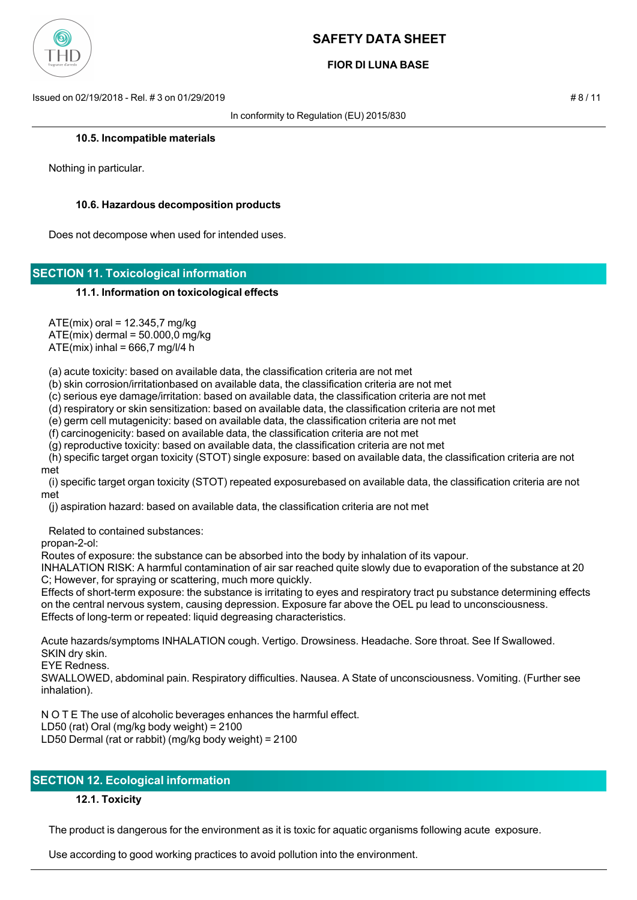### 10.5. Incompatible materials

Nothing in particular.

### 10.6. Hazardous decomposition products

Does not decompose when used for intended uses.

## SECTION 11. Toxicological information

### 11.1. Information on toxicological effects

ATE(mix) oral = 12.345,7 mg/kg
ATE(mix) dermal = 50.000,0 mg/kg
ATE(mix) inhal = 666,7 mg/l/4 h

(a) acute toxicity: based on available data, the classification criteria are not met
(b) skin corrosion/irritationbased on available data, the classification criteria are not met
(c) serious eye damage/irritation: based on available data, the classification criteria are not met
(d) respiratory or skin sensitization: based on available data, the classification criteria are not met
(e) germ cell mutagenicity: based on available data, the classification criteria are not met
(f) carcinogenicity: based on available data, the classification criteria are not met
(g) reproductive toxicity: based on available data, the classification criteria are not met
(h) specific target organ toxicity (STOT) single exposure: based on available data, the classification criteria are not met
(i) specific target organ toxicity (STOT) repeated exposurebased on available data, the classification criteria are not met
(j) aspiration hazard: based on available data, the classification criteria are not met

Related to contained substances:
propan-2-ol:
Routes of exposure: the substance can be absorbed into the body by inhalation of its vapour.
INHALATION RISK: A harmful contamination of air sar reached quite slowly due to evaporation of the substance at 20 C; However, for spraying or scattering, much more quickly.
Effects of short-term exposure: the substance is irritating to eyes and respiratory tract pu substance determining effects on the central nervous system, causing depression. Exposure far above the OEL pu lead to unconsciousness.
Effects of long-term or repeated: liquid degreasing characteristics.

Acute hazards/symptoms INHALATION cough. Vertigo. Drowsiness. Headache. Sore throat. See If Swallowed.
SKIN dry skin.
EYE Redness.
SWALLOWED, abdominal pain. Respiratory difficulties. Nausea. A State of unconsciousness. Vomiting. (Further see inhalation).

N O T E The use of alcoholic beverages enhances the harmful effect.
LD50 (rat) Oral (mg/kg body weight) = 2100
LD50 Dermal (rat or rabbit) (mg/kg body weight) = 2100

## SECTION 12. Ecological information

### 12.1. Toxicity

The product is dangerous for the environment as it is toxic for aquatic organisms following acute exposure.

Use according to good working practices to avoid pollution into the environment.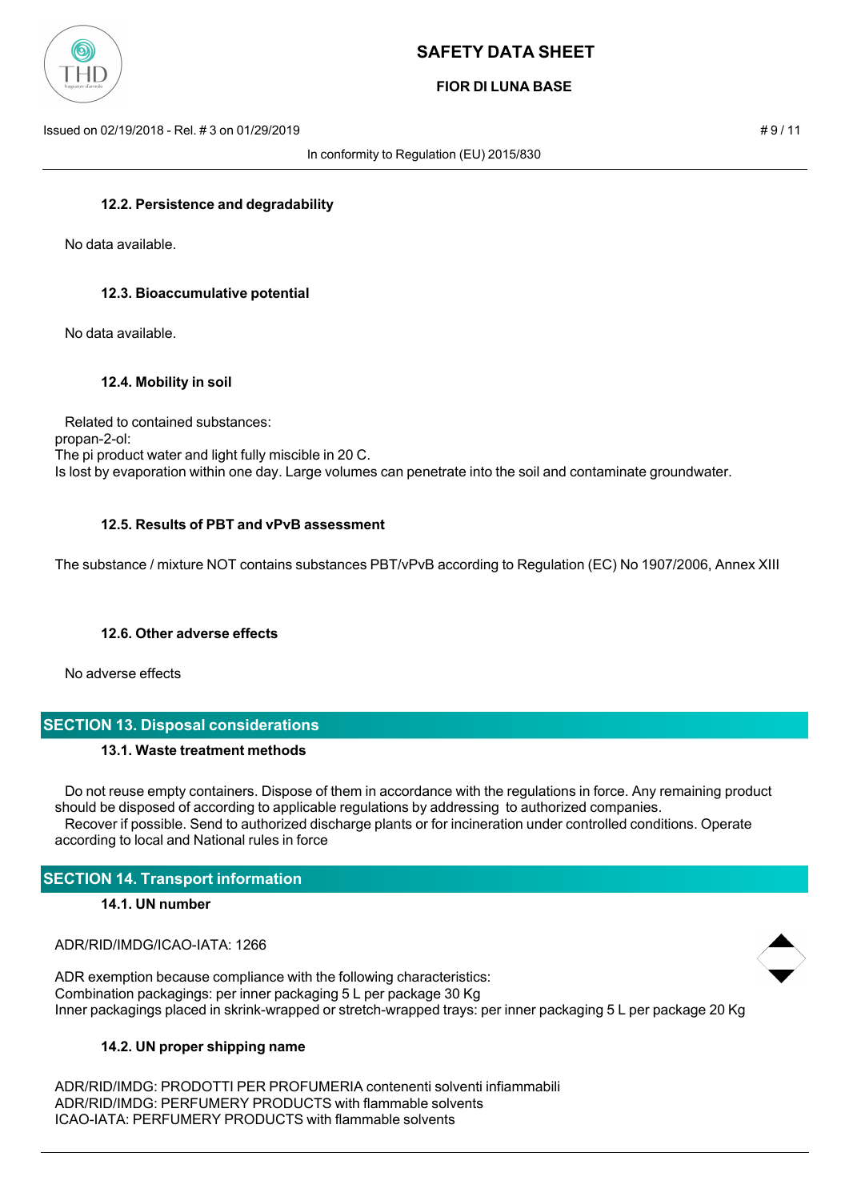#### 12.2. Persistence and degradability

No data available.

#### 12.3. Bioaccumulative potential

No data available.

#### 12.4. Mobility in soil

Related to contained substances:
propan-2-ol:
The pi product water and light fully miscible in 20 C.
Is lost by evaporation within one day. Large volumes can penetrate into the soil and contaminate groundwater.

#### 12.5. Results of PBT and vPvB assessment

The substance / mixture NOT contains substances PBT/vPvB according to Regulation (EC) No 1907/2006, Annex XIII

#### 12.6. Other adverse effects

No adverse effects

## SECTION 13. Disposal considerations

#### 13.1. Waste treatment methods

Do not reuse empty containers. Dispose of them in accordance with the regulations in force. Any remaining product should be disposed of according to applicable regulations by addressing to authorized companies.
Recover if possible. Send to authorized discharge plants or for incineration under controlled conditions. Operate according to local and National rules in force

## SECTION 14. Transport information

#### 14.1. UN number

ADR/RID/IMDG/ICAO-IATA: 1266

ADR exemption because compliance with the following characteristics:
Combination packagings: per inner packaging 5 L per package 30 Kg
Inner packagings placed in skrink-wrapped or stretch-wrapped trays: per inner packaging 5 L per package 20 Kg

#### 14.2. UN proper shipping name

ADR/RID/IMDG: PRODOTTI PER PROFUMERIA contenenti solventi infiammabili
ADR/RID/IMDG: PERFUMERY PRODUCTS with flammable solvents
ICAO-IATA: PERFUMERY PRODUCTS with flammable solvents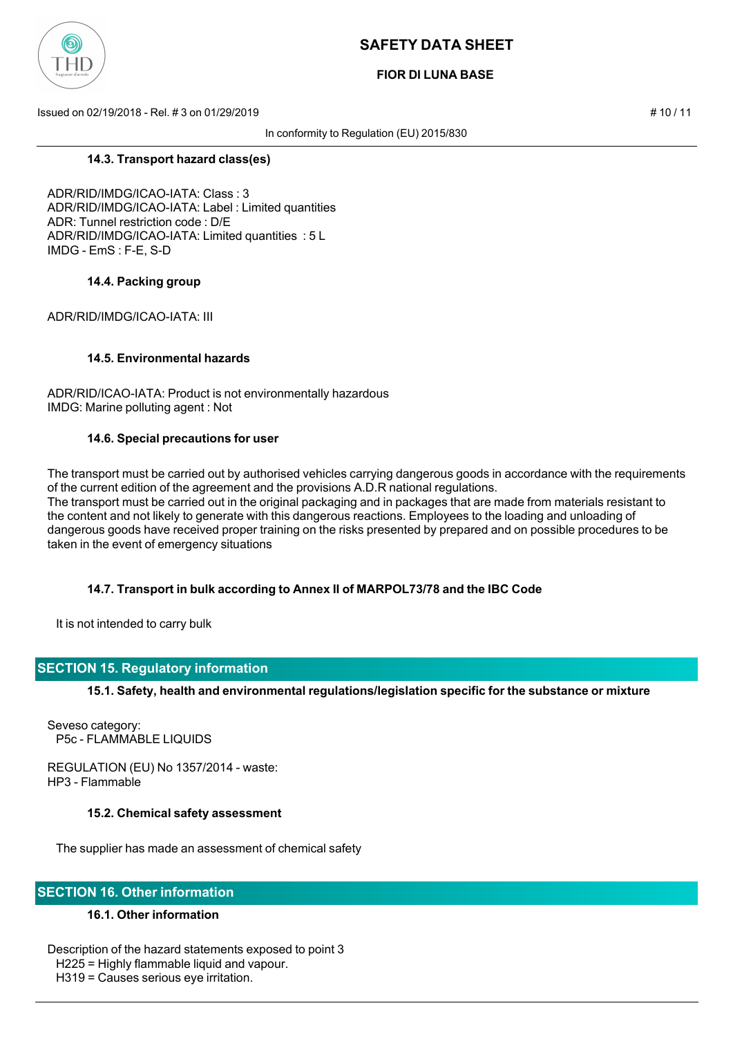### 14.3. Transport hazard class(es)

ADR/RID/IMDG/ICAO-IATA: Class : 3
ADR/RID/IMDG/ICAO-IATA: Label : Limited quantities
ADR: Tunnel restriction code : D/E
ADR/RID/IMDG/ICAO-IATA: Limited quantities : 5 L
IMDG - EmS : F-E, S-D

### 14.4. Packing group

ADR/RID/IMDG/ICAO-IATA: III

### 14.5. Environmental hazards

ADR/RID/ICAO-IATA: Product is not environmentally hazardous
IMDG: Marine polluting agent : Not

### 14.6. Special precautions for user

The transport must be carried out by authorised vehicles carrying dangerous goods in accordance with the requirements of the current edition of the agreement and the provisions A.D.R national regulations.
The transport must be carried out in the original packaging and in packages that are made from materials resistant to the content and not likely to generate with this dangerous reactions. Employees to the loading and unloading of dangerous goods have received proper training on the risks presented by prepared and on possible procedures to be taken in the event of emergency situations

### 14.7. Transport in bulk according to Annex II of MARPOL73/78 and the IBC Code

It is not intended to carry bulk

## SECTION 15. Regulatory information

### 15.1. Safety, health and environmental regulations/legislation specific for the substance or mixture

Seveso category:
P5c - FLAMMABLE LIQUIDS

REGULATION (EU) No 1357/2014 - waste:
HP3 - Flammable

### 15.2. Chemical safety assessment

The supplier has made an assessment of chemical safety

## SECTION 16. Other information

### 16.1. Other information

Description of the hazard statements exposed to point 3
H225 = Highly flammable liquid and vapour.
H319 = Causes serious eye irritation.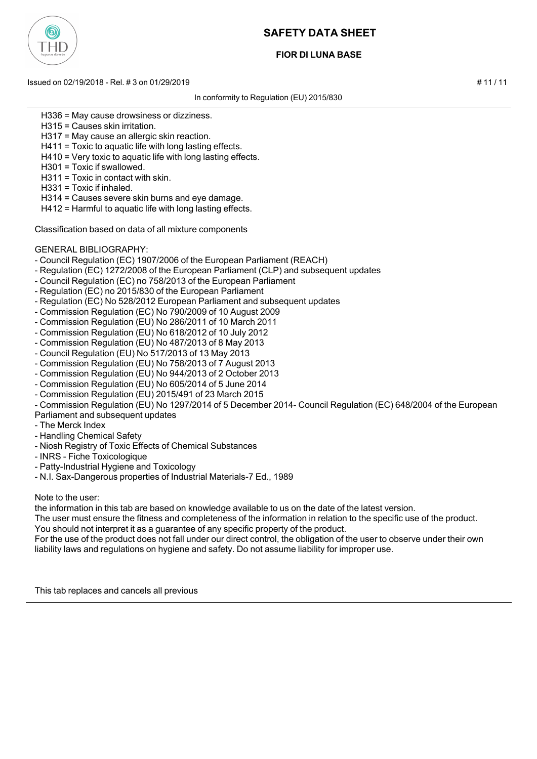H336 = May cause drowsiness or dizziness.
H315 = Causes skin irritation.
H317 = May cause an allergic skin reaction.
H411 = Toxic to aquatic life with long lasting effects.
H410 = Very toxic to aquatic life with long lasting effects.
H301 = Toxic if swallowed.
H311 = Toxic in contact with skin.
H331 = Toxic if inhaled.
H314 = Causes severe skin burns and eye damage.
H412 = Harmful to aquatic life with long lasting effects.

Classification based on data of all mixture components

GENERAL BIBLIOGRAPHY:

- Council Regulation (EC) 1907/2006 of the European Parliament (REACH)
- Regulation (EC) 1272/2008 of the European Parliament (CLP) and subsequent updates
- Council Regulation (EC) no 758/2013 of the European Parliament
- Regulation (EC) no 2015/830 of the European Parliament
- Regulation (EC) No 528/2012 European Parliament and subsequent updates
- Commission Regulation (EC) No 790/2009 of 10 August 2009
- Commission Regulation (EU) No 286/2011 of 10 March 2011
- Commission Regulation (EU) No 618/2012 of 10 July 2012
- Commission Regulation (EU) No 487/2013 of 8 May 2013
- Council Regulation (EU) No 517/2013 of 13 May 2013
- Commission Regulation (EU) No 758/2013 of 7 August 2013
- Commission Regulation (EU) No 944/2013 of 2 October 2013
- Commission Regulation (EU) No 605/2014 of 5 June 2014
- Commission Regulation (EU) 2015/491 of 23 March 2015
- Commission Regulation (EU) No 1297/2014 of 5 December 2014- Council Regulation (EC) 648/2004 of the European Parliament and subsequent updates
- The Merck Index
- Handling Chemical Safety
- Niosh Registry of Toxic Effects of Chemical Substances
- INRS - Fiche Toxicologique
- Patty-Industrial Hygiene and Toxicology
- N.I. Sax-Dangerous properties of Industrial Materials-7 Ed., 1989

Note to the user:
the information in this tab are based on knowledge available to us on the date of the latest version.
The user must ensure the fitness and completeness of the information in relation to the specific use of the product.
You should not interpret it as a guarantee of any specific property of the product.
For the use of the product does not fall under our direct control, the obligation of the user to observe under their own liability laws and regulations on hygiene and safety. Do not assume liability for improper use.

This tab replaces and cancels all previous